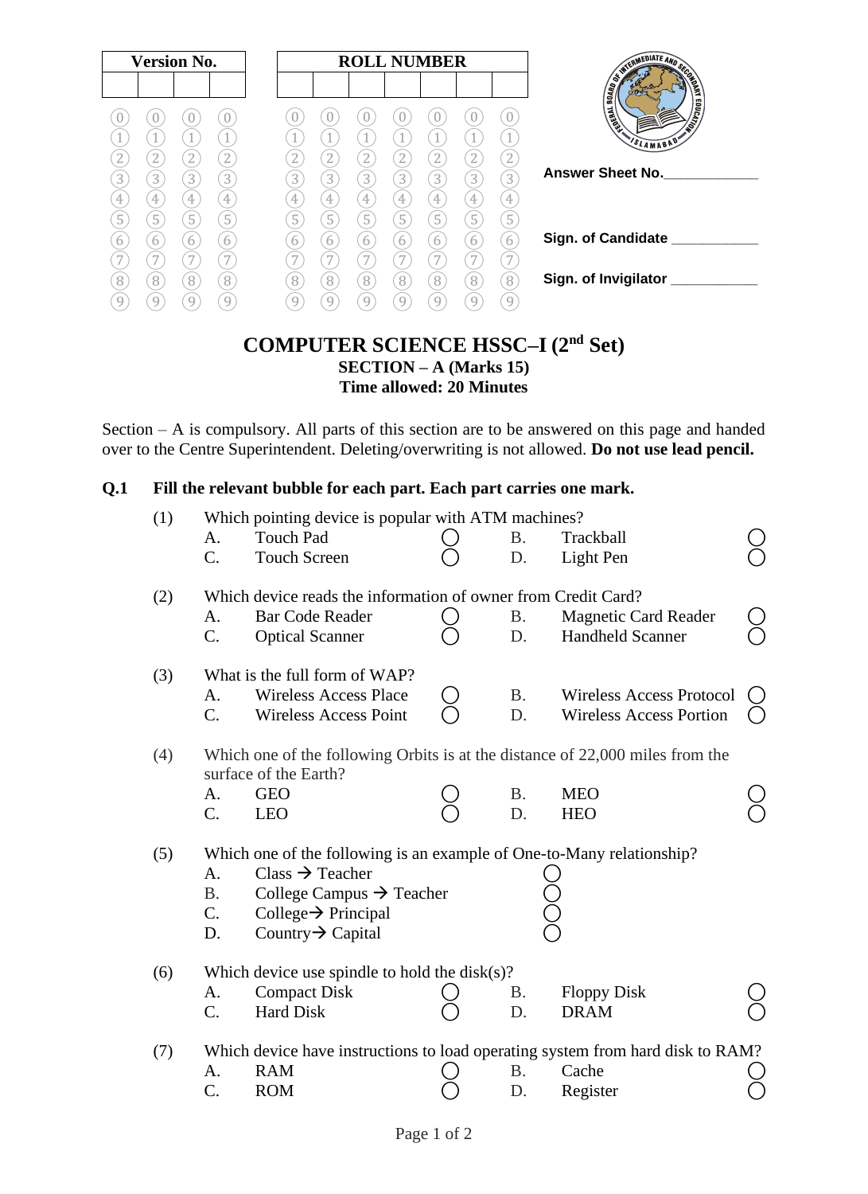| Version No. | | | |
|---|---|---|---|
| | | | |

| ROLL NUMBER | | | | | | |
|---|---|---|---|---|---|---|
| | | | | | | |

Answer Sheet No.____________

Sign. of Candidate ___________

Sign. of Invigilator ___________

# COMPUTER SCIENCE HSSC–I (2nd Set)

## SECTION – A (Marks 15)

**Time allowed: 20 Minutes**

Section – A is compulsory. All parts of this section are to be answered on this page and handed over to the Centre Superintendent. Deleting/overwriting is not allowed. **Do not use lead pencil.**

**Q.1 Fill the relevant bubble for each part. Each part carries one mark.**

(1) Which pointing device is popular with ATM machines?
- A. Touch Pad ◯
- B. Trackball ◯
- C. Touch Screen ◯
- D. Light Pen ◯

(2) Which device reads the information of owner from Credit Card?
- A. Bar Code Reader ◯
- B. Magnetic Card Reader ◯
- C. Optical Scanner ◯
- D. Handheld Scanner ◯

(3) What is the full form of WAP?
- A. Wireless Access Place ◯
- B. Wireless Access Protocol ◯
- C. Wireless Access Point ◯
- D. Wireless Access Portion ◯

(4) Which one of the following Orbits is at the distance of 22,000 miles from the surface of the Earth?
- A. GEO ◯
- B. MEO ◯
- C. LEO ◯
- D. HEO ◯

(5) Which one of the following is an example of One-to-Many relationship?
- A. Class → Teacher ◯
- B. College Campus → Teacher ◯
- C. College→ Principal ◯
- D. Country→ Capital ◯

(6) Which device use spindle to hold the disk(s)?
- A. Compact Disk ◯
- B. Floppy Disk ◯
- C. Hard Disk ◯
- D. DRAM ◯

(7) Which device have instructions to load operating system from hard disk to RAM?
- A. RAM ◯
- B. Cache ◯
- C. ROM ◯
- D. Register ◯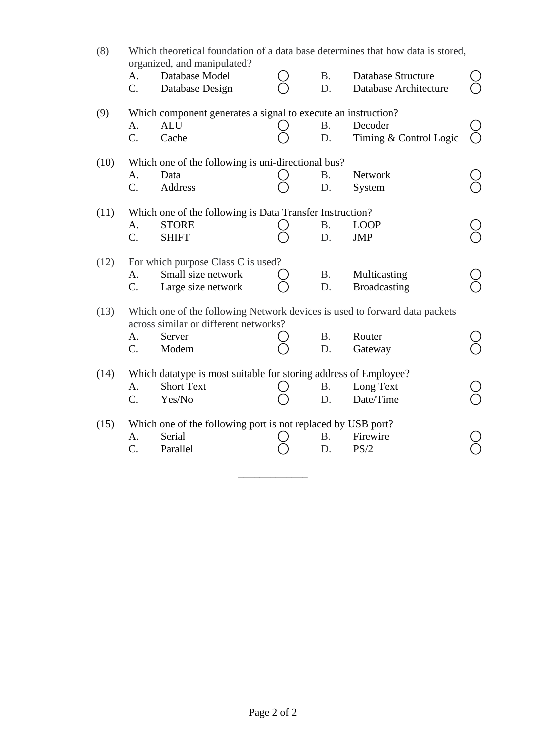(8) Which theoretical foundation of a data base determines that how data is stored, organized, and manipulated?

A. Database Model ◯ B. Database Structure ◯
C. Database Design ◯ D. Database Architecture ◯

(9) Which component generates a signal to execute an instruction?

A. ALU ◯ B. Decoder ◯
C. Cache ◯ D. Timing & Control Logic ◯

(10) Which one of the following is uni-directional bus?

A. Data ◯ B. Network ◯
C. Address ◯ D. System ◯

(11) Which one of the following is Data Transfer Instruction?

A. STORE ◯ B. LOOP ◯
C. SHIFT ◯ D. JMP ◯

(12) For which purpose Class C is used?

A. Small size network ◯ B. Multicasting ◯
C. Large size network ◯ D. Broadcasting ◯

(13) Which one of the following Network devices is used to forward data packets across similar or different networks?

A. Server ◯ B. Router ◯
C. Modem ◯ D. Gateway ◯

(14) Which datatype is most suitable for storing address of Employee?

A. Short Text ◯ B. Long Text ◯
C. Yes/No ◯ D. Date/Time ◯

(15) Which one of the following port is not replaced by USB port?

A. Serial ◯ B. Firewire ◯
C. Parallel ◯ D. PS/2 ◯

---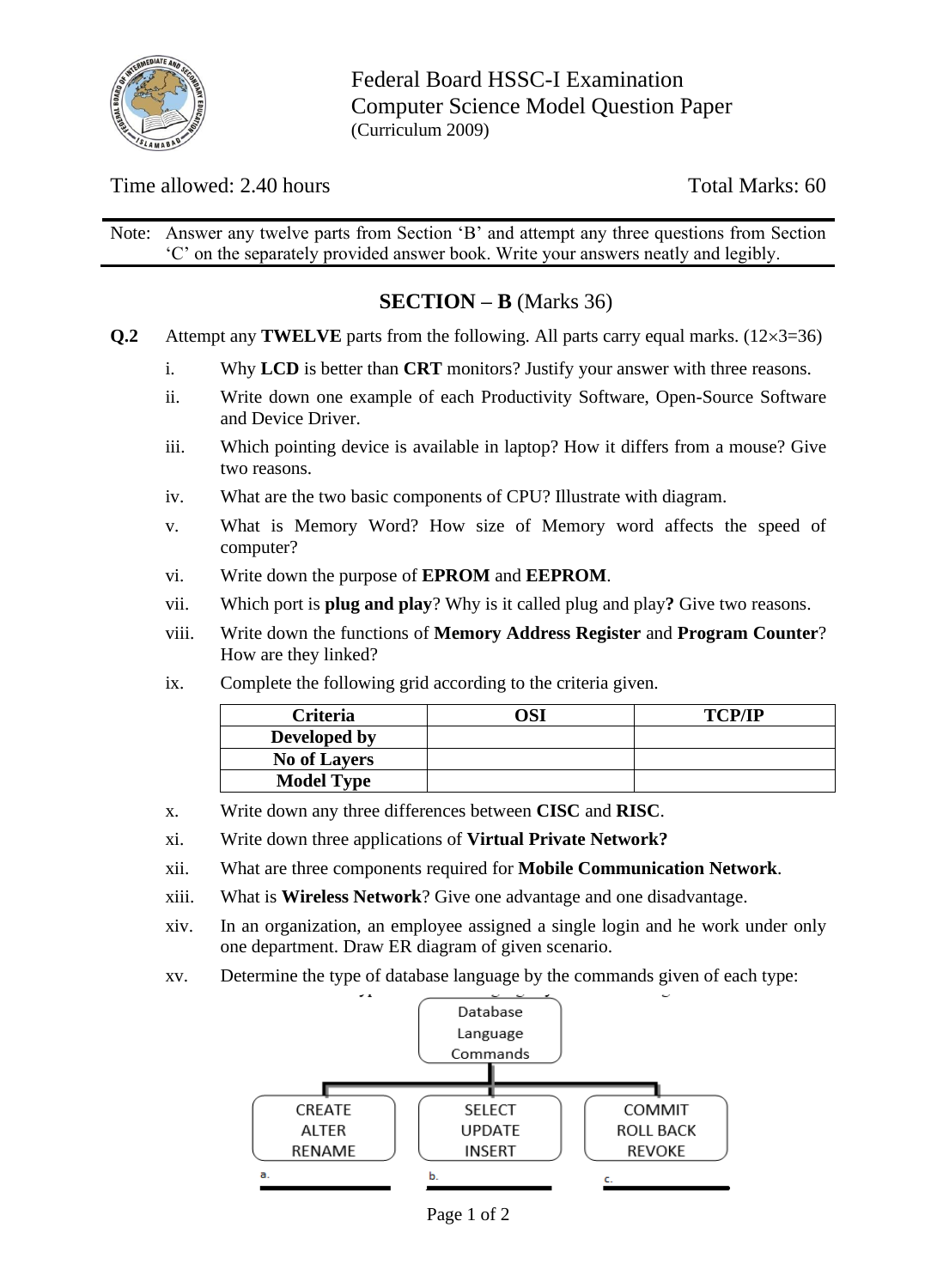Federal Board HSSC-I Examination
Computer Science Model Question Paper
(Curriculum 2009)

Time allowed: 2.40 hours

Total Marks: 60

Note: Answer any twelve parts from Section 'B' and attempt any three questions from Section 'C' on the separately provided answer book. Write your answers neatly and legibly.

## SECTION – B (Marks 36)

**Q.2** Attempt any **TWELVE** parts from the following. All parts carry equal marks. (12×3=36)

i. Why **LCD** is better than **CRT** monitors? Justify your answer with three reasons.

ii. Write down one example of each Productivity Software, Open-Source Software and Device Driver.

iii. Which pointing device is available in laptop? How it differs from a mouse? Give two reasons.

iv. What are the two basic components of CPU? Illustrate with diagram.

v. What is Memory Word? How size of Memory word affects the speed of computer?

vi. Write down the purpose of **EPROM** and **EEPROM**.

vii. Which port is **plug and play**? Why is it called plug and play**?** Give two reasons.

viii. Write down the functions of **Memory Address Register** and **Program Counter**? How are they linked?

ix. Complete the following grid according to the criteria given.

| Criteria | OSI | TCP/IP |
|---|---|---|
| **Developed by** | | |
| **No of Layers** | | |
| **Model Type** | | |

x. Write down any three differences between **CISC** and **RISC**.

xi. Write down three applications of **Virtual Private Network?**

xii. What are three components required for **Mobile Communication Network**.

xiii. What is **Wireless Network**? Give one advantage and one disadvantage.

xiv. In an organization, an employee assigned a single login and he work under only one department. Draw ER diagram of given scenario.

xv. Determine the type of database language by the commands given of each type:

Database Language Commands

| a. | b. | c. |
|---|---|---|
| CREATE<br>ALTER<br>RENAME | SELECT<br>UPDATE<br>INSERT | COMMIT<br>ROLL BACK<br>REVOKE |
| ________ | ________ | ________ |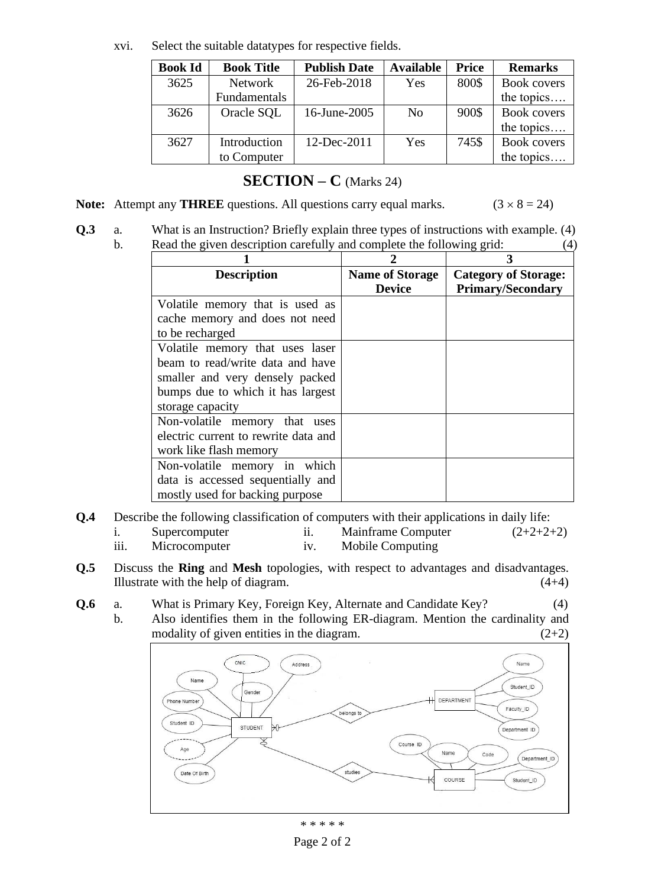xvi. Select the suitable datatypes for respective fields.

| Book Id | Book Title | Publish Date | Available | Price | Remarks |
|---|---|---|---|---|---|
| 3625 | Network Fundamentals | 26-Feb-2018 | Yes | 800$ | Book covers the topics…. |
| 3626 | Oracle SQL | 16-June-2005 | No | 900$ | Book covers the topics…. |
| 3627 | Introduction to Computer | 12-Dec-2011 | Yes | 745$ | Book covers the topics…. |

## SECTION – C (Marks 24)

**Note:** Attempt any **THREE** questions. All questions carry equal marks. $(3 \times 8 = 24)$

**Q.3** a. What is an Instruction? Briefly explain three types of instructions with example. (4)

b. Read the given description carefully and complete the following grid: (4)

| 1 | 2 | 3 |
|---|---|---|
| **Description** | **Name of Storage Device** | **Category of Storage: Primary/Secondary** |
| Volatile memory that is used as cache memory and does not need to be recharged | | |
| Volatile memory that uses laser beam to read/write data and have smaller and very densely packed bumps due to which it has largest storage capacity | | |
| Non-volatile memory that uses electric current to rewrite data and work like flash memory | | |
| Non-volatile memory in which data is accessed sequentially and mostly used for backing purpose | | |

**Q.4** Describe the following classification of computers with their applications in daily life: (2+2+2+2)

i. Supercomputer
ii. Mainframe Computer
iii. Microcomputer
iv. Mobile Computing

**Q.5** Discuss the **Ring** and **Mesh** topologies, with respect to advantages and disadvantages. Illustrate with the help of diagram. (4+4)

**Q.6** a. What is Primary Key, Foreign Key, Alternate and Candidate Key? (4)

b. Also identifies them in the following ER-diagram. Mention the cardinality and modality of given entities in the diagram. (2+2)

\* \* \* \* \*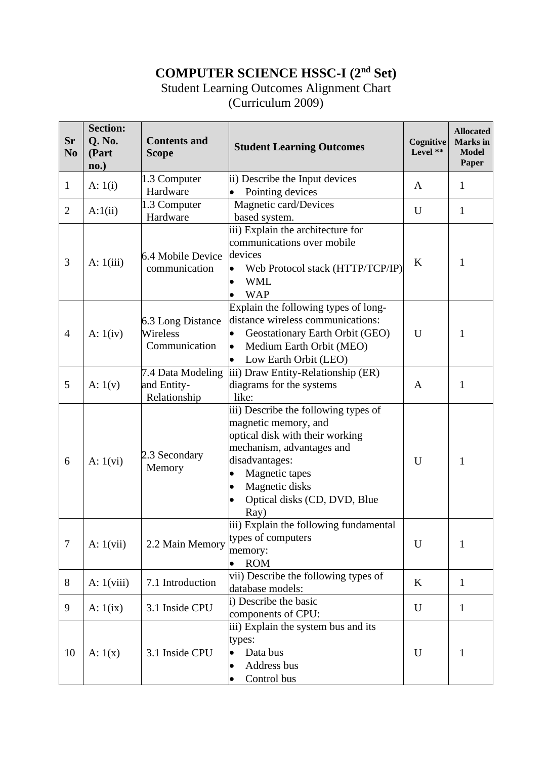# COMPUTER SCIENCE HSSC-I (2nd Set)

Student Learning Outcomes Alignment Chart

(Curriculum 2009)

| Sr No | Section: Q. No. (Part no.) | Contents and Scope | Student Learning Outcomes | Cognitive Level ** | Allocated Marks in Model Paper |
|---|---|---|---|---|---|
| 1 | A: 1(i) | 1.3 Computer Hardware | ii) Describe the Input devices<br>• Pointing devices | A | 1 |
| 2 | A:1(ii) | 1.3 Computer Hardware | Magnetic card/Devices based system. | U | 1 |
| 3 | A: 1(iii) | 6.4 Mobile Device communication | iii) Explain the architecture for communications over mobile devices<br>• Web Protocol stack (HTTP/TCP/IP)<br>• WML<br>• WAP | K | 1 |
| 4 | A: 1(iv) | 6.3 Long Distance Wireless Communication | Explain the following types of long-distance wireless communications:<br>• Geostationary Earth Orbit (GEO)<br>• Medium Earth Orbit (MEO)<br>• Low Earth Orbit (LEO) | U | 1 |
| 5 | A: 1(v) | 7.4 Data Modeling and Entity-Relationship | iii) Draw Entity-Relationship (ER) diagrams for the systems like: | A | 1 |
| 6 | A: 1(vi) | 2.3 Secondary Memory | iii) Describe the following types of magnetic memory, and optical disk with their working mechanism, advantages and disadvantages:<br>• Magnetic tapes<br>• Magnetic disks<br>• Optical disks (CD, DVD, Blue Ray) | U | 1 |
| 7 | A: 1(vii) | 2.2 Main Memory | iii) Explain the following fundamental types of computers memory:<br>• ROM | U | 1 |
| 8 | A: 1(viii) | 7.1 Introduction | vii) Describe the following types of database models: | K | 1 |
| 9 | A: 1(ix) | 3.1 Inside CPU | i) Describe the basic components of CPU: | U | 1 |
| 10 | A: 1(x) | 3.1 Inside CPU | iii) Explain the system bus and its types:<br>• Data bus<br>• Address bus<br>• Control bus | U | 1 |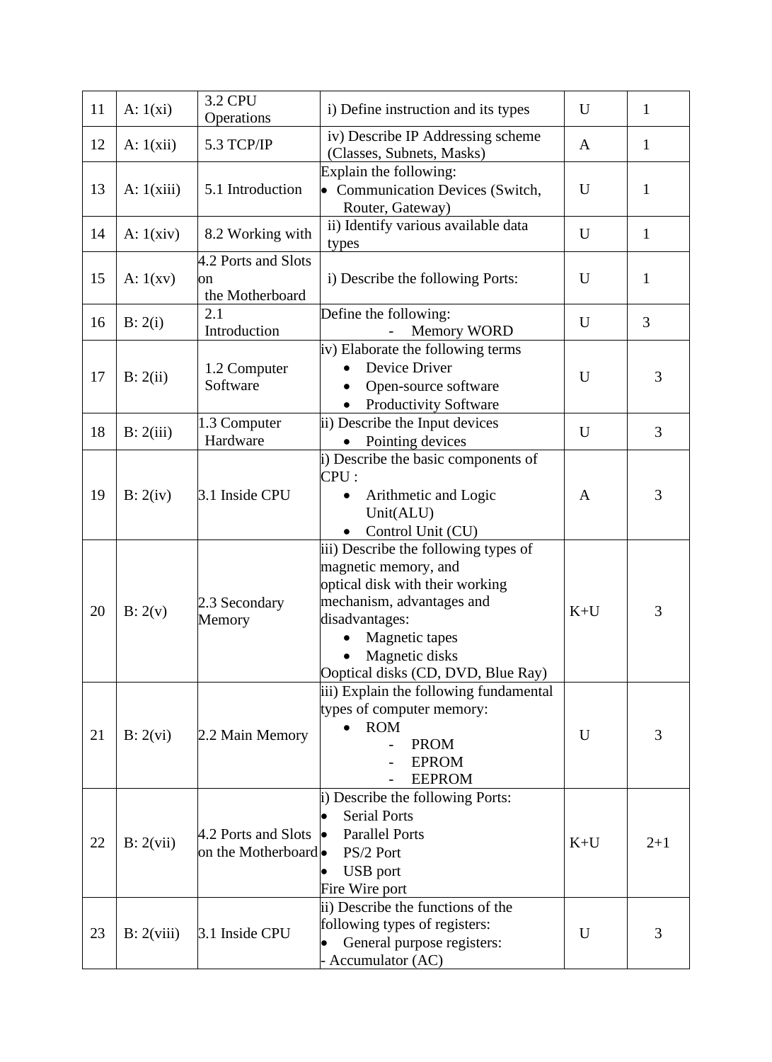| 11 | A: 1(xi) | 3.2 CPU Operations | i) Define instruction and its types | U | 1 |
|---|---|---|---|---|---|
| 12 | A: 1(xii) | 5.3 TCP/IP | iv) Describe IP Addressing scheme (Classes, Subnets, Masks) | A | 1 |
| 13 | A: 1(xiii) | 5.1 Introduction | Explain the following:<br>• Communication Devices (Switch, Router, Gateway) | U | 1 |
| 14 | A: 1(xiv) | 8.2 Working with | ii) Identify various available data types | U | 1 |
| 15 | A: 1(xv) | 4.2 Ports and Slots on the Motherboard | i) Describe the following Ports: | U | 1 |
| 16 | B: 2(i) | 2.1 Introduction | Define the following:<br>- Memory WORD | U | 3 |
| 17 | B: 2(ii) | 1.2 Computer Software | iv) Elaborate the following terms<br>• Device Driver<br>• Open-source software<br>• Productivity Software | U | 3 |
| 18 | B: 2(iii) | 1.3 Computer Hardware | ii) Describe the Input devices<br>• Pointing devices | U | 3 |
| 19 | B: 2(iv) | 3.1 Inside CPU | i) Describe the basic components of CPU :<br>• Arithmetic and Logic Unit(ALU)<br>• Control Unit (CU) | A | 3 |
| 20 | B: 2(v) | 2.3 Secondary Memory | iii) Describe the following types of magnetic memory, and optical disk with their working mechanism, advantages and disadvantages:<br>• Magnetic tapes<br>• Magnetic disks<br>Ooptical disks (CD, DVD, Blue Ray) | K+U | 3 |
| 21 | B: 2(vi) | 2.2 Main Memory | iii) Explain the following fundamental types of computer memory:<br>• ROM<br>- PROM<br>- EPROM<br>- EEPROM | U | 3 |
| 22 | B: 2(vii) | 4.2 Ports and Slots on the Motherboard | i) Describe the following Ports:<br>• Serial Ports<br>• Parallel Ports<br>• PS/2 Port<br>• USB port<br>Fire Wire port | K+U | 2+1 |
| 23 | B: 2(viii) | 3.1 Inside CPU | ii) Describe the functions of the following types of registers:<br>• General purpose registers:<br>- Accumulator (AC) | U | 3 |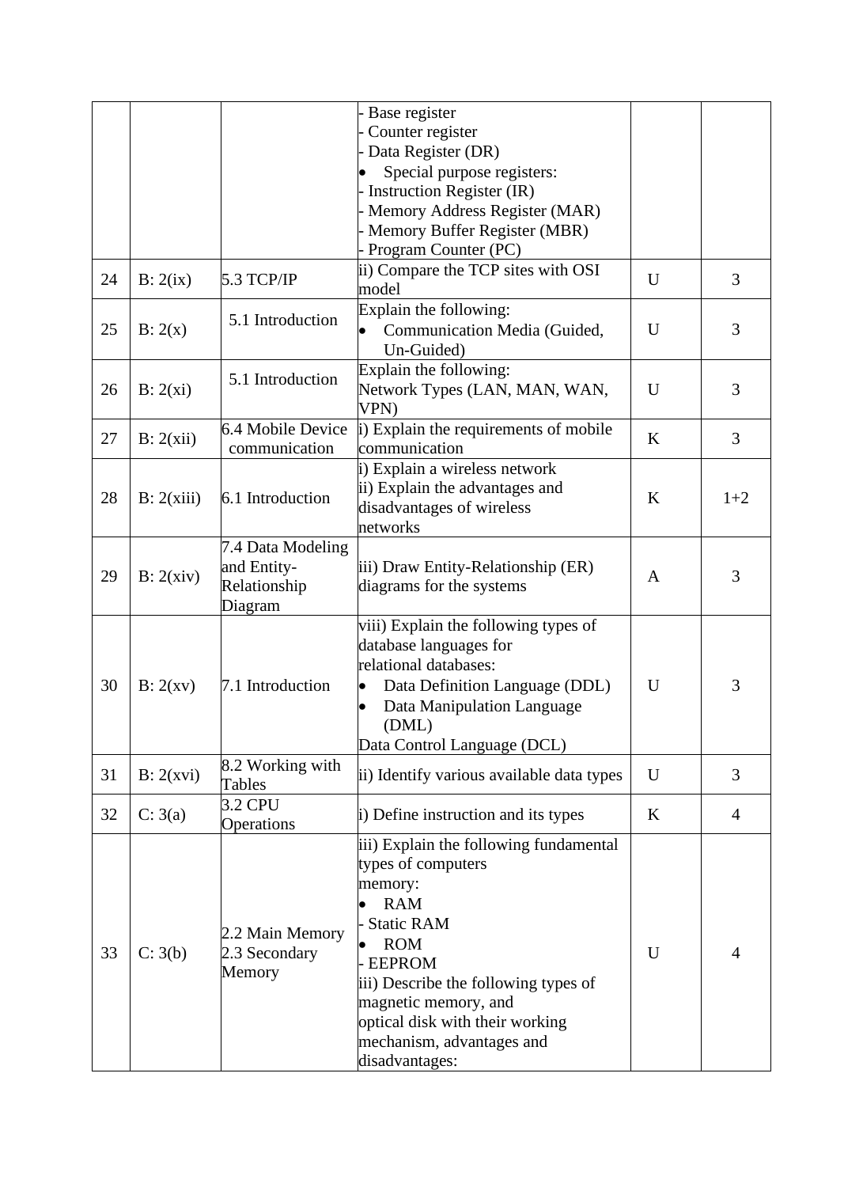| | | | | | |
|---|---|---|---|---|---|
| | | | - Base register<br>- Counter register<br>- Data Register (DR)<br>• Special purpose registers:<br>- Instruction Register (IR)<br>- Memory Address Register (MAR)<br>- Memory Buffer Register (MBR)<br>- Program Counter (PC) | | |
| 24 | B: 2(ix) | 5.3 TCP/IP | ii) Compare the TCP sites with OSI model | U | 3 |
| 25 | B: 2(x) | 5.1 Introduction | Explain the following:<br>• Communication Media (Guided, Un-Guided) | U | 3 |
| 26 | B: 2(xi) | 5.1 Introduction | Explain the following:<br>Network Types (LAN, MAN, WAN, VPN) | U | 3 |
| 27 | B: 2(xii) | 6.4 Mobile Device communication | i) Explain the requirements of mobile communication | K | 3 |
| 28 | B: 2(xiii) | 6.1 Introduction | i) Explain a wireless network<br>ii) Explain the advantages and disadvantages of wireless networks | K | 1+2 |
| 29 | B: 2(xiv) | 7.4 Data Modeling and Entity-Relationship Diagram | iii) Draw Entity-Relationship (ER) diagrams for the systems | A | 3 |
| 30 | B: 2(xv) | 7.1 Introduction | viii) Explain the following types of database languages for relational databases:<br>• Data Definition Language (DDL)<br>• Data Manipulation Language (DML)<br>Data Control Language (DCL) | U | 3 |
| 31 | B: 2(xvi) | 8.2 Working with Tables | ii) Identify various available data types | U | 3 |
| 32 | C: 3(a) | 3.2 CPU Operations | i) Define instruction and its types | K | 4 |
| 33 | C: 3(b) | 2.2 Main Memory<br>2.3 Secondary Memory | iii) Explain the following fundamental types of computers memory:<br>• RAM<br>- Static RAM<br>• ROM<br>- EEPROM<br>iii) Describe the following types of magnetic memory, and optical disk with their working mechanism, advantages and disadvantages: | U | 4 |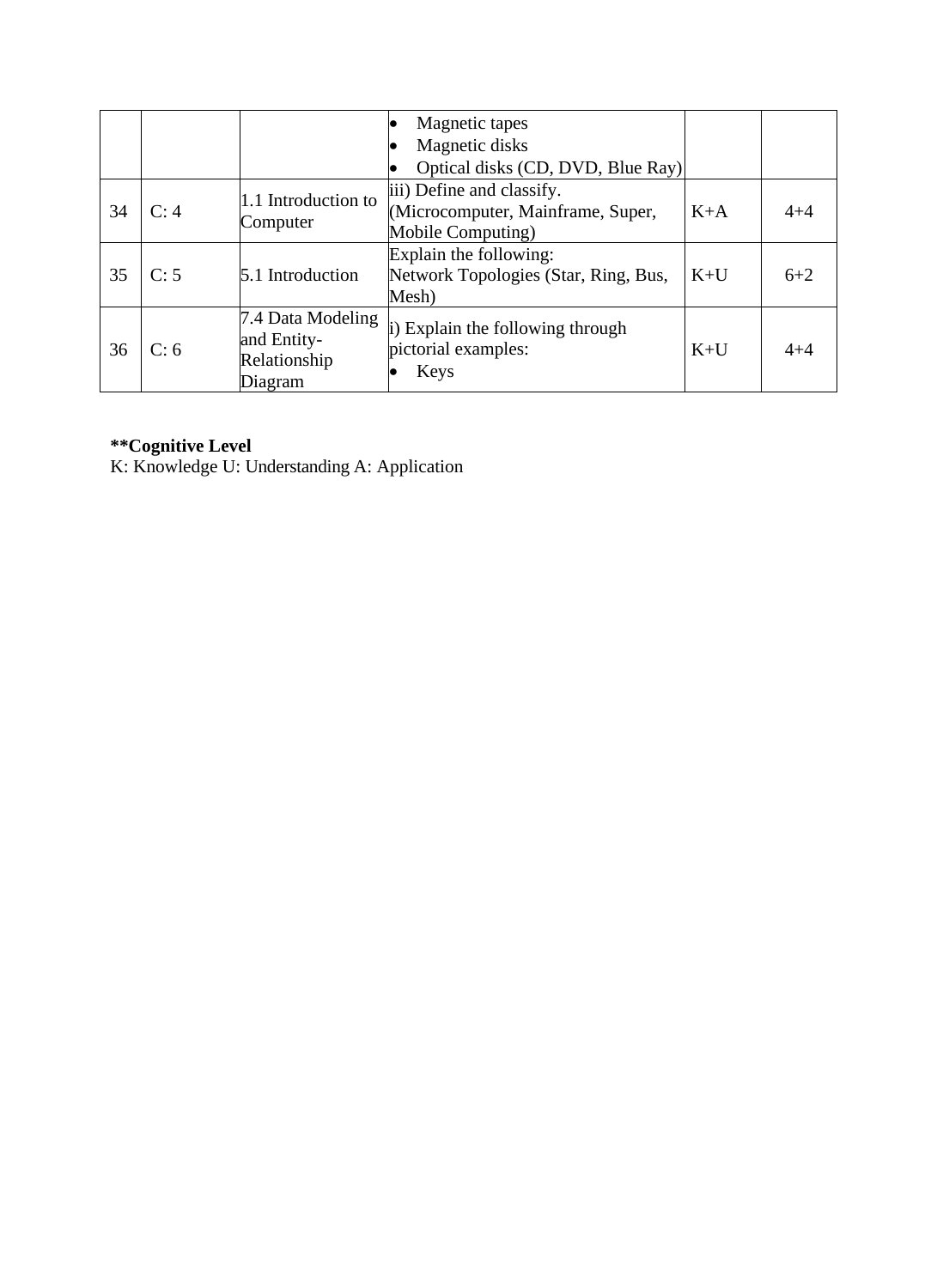| | | | | | |
|---|---|---|---|---|---|
| | | | • Magnetic tapes<br>• Magnetic disks<br>• Optical disks (CD, DVD, Blue Ray) | | |
| 34 | C: 4 | 1.1 Introduction to Computer | iii) Define and classify. (Microcomputer, Mainframe, Super, Mobile Computing) | K+A | 4+4 |
| 35 | C: 5 | 5.1 Introduction | Explain the following: Network Topologies (Star, Ring, Bus, Mesh) | K+U | 6+2 |
| 36 | C: 6 | 7.4 Data Modeling and Entity-Relationship Diagram | i) Explain the following through pictorial examples:<br>• Keys | K+U | 4+4 |

****Cognitive Level**
K: Knowledge U: Understanding A: Application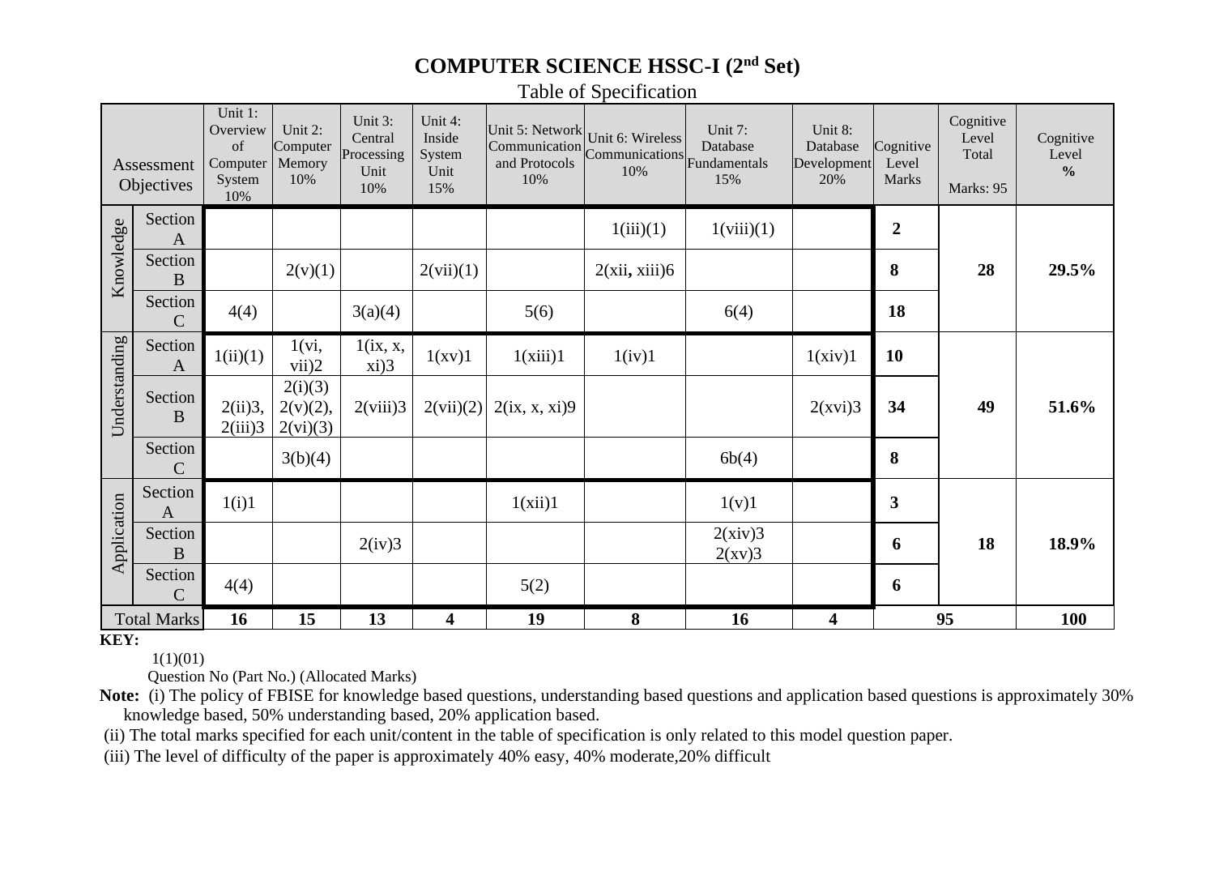# COMPUTER SCIENCE HSSC-I (2nd Set)

Table of Specification

| Assessment Objectives | | Unit 1: Overview of Computer System 10% | Unit 2: Computer Memory 10% | Unit 3: Central Processing Unit 10% | Unit 4: Inside System Unit 15% | Unit 5: Network Communication and Protocols 10% | Unit 6: Wireless Communications 10% | Unit 7: Database Fundamentals 15% | Unit 8: Database Development 20% | Cognitive Level Marks | Cognitive Level Total Marks: 95 | Cognitive Level % |
|---|---|---|---|---|---|---|---|---|---|---|---|---|
| Knowledge | Section A | | | | | | 1(iii)(1) | 1(viii)(1) | | **2** | **28** | **29.5%** |
| | Section B | | 2(v)(1) | | 2(vii)(1) | | 2(xii, xiii)6 | | | **8** | | |
| | Section C | 4(4) | | 3(a)(4) | | 5(6) | | 6(4) | | **18** | | |
| Understanding | Section A | 1(ii)(1) | 1(vi, vii)2 | 1(ix, x, xi)3 | 1(xv)1 | 1(xiii)1 | 1(iv)1 | | 1(xiv)1 | **10** | **49** | **51.6%** |
| | Section B | 2(ii)3, 2(iii)3 | 2(i)(3) 2(v)(2), 2(vi)(3) | 2(viii)3 | 2(vii)(2) | 2(ix, x, xi)9 | | | 2(xvi)3 | **34** | | |
| | Section C | | 3(b)(4) | | | | | 6b(4) | | **8** | | |
| Application | Section A | 1(i)1 | | | | 1(xii)1 | | 1(v)1 | | **3** | **18** | **18.9%** |
| | Section B | | | 2(iv)3 | | | | 2(xiv)3 2(xv)3 | | **6** | | |
| | Section C | 4(4) | | | | 5(2) | | | | **6** | | |
| Total Marks | | **16** | **15** | **13** | **4** | **19** | **8** | **16** | **4** | **95** | | **100** |

**KEY:**

1(1)(01)

Question No (Part No.) (Allocated Marks)

**Note:** (i) The policy of FBISE for knowledge based questions, understanding based questions and application based questions is approximately 30% knowledge based, 50% understanding based, 20% application based.

(ii) The total marks specified for each unit/content in the table of specification is only related to this model question paper.

(iii) The level of difficulty of the paper is approximately 40% easy, 40% moderate,20% difficult